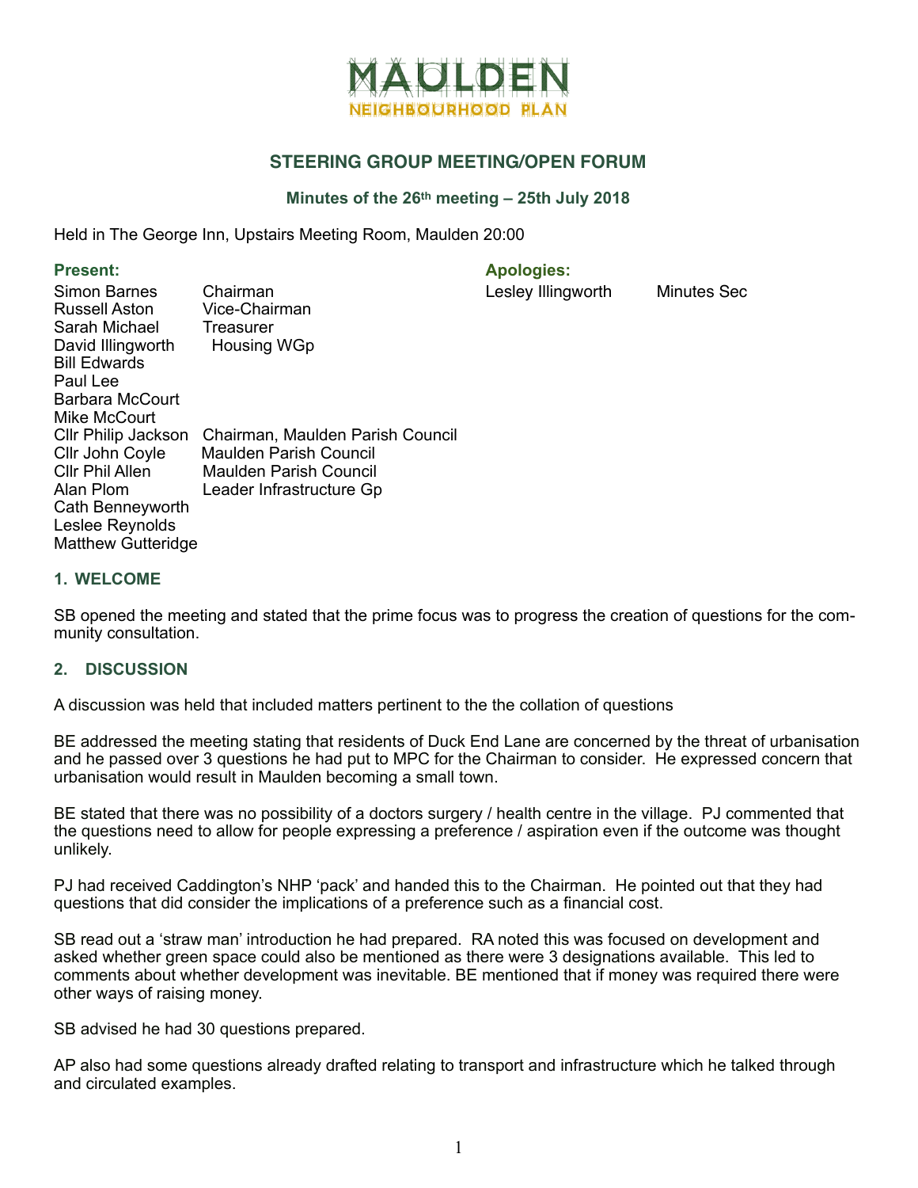# MAULDEN
## NEIGHBOURHOOD PLAN

## STEERING GROUP MEETING/OPEN FORUM

### Minutes of the 26th meeting – 25th July 2018

Held in The George Inn, Upstairs Meeting Room, Maulden 20:00

**Present:**

| | |
|---|---|
| Simon Barnes | Chairman |
| Russell Aston | Vice-Chairman |
| Sarah Michael | Treasurer |
| David Illingworth | Housing WGp |
| Bill Edwards | |
| Paul Lee | |
| Barbara McCourt | |
| Mike McCourt | |
| Cllr Philip Jackson | Chairman, Maulden Parish Council |
| Cllr John Coyle | Maulden Parish Council |
| Cllr Phil Allen | Maulden Parish Council |
| Alan Plom | Leader Infrastructure Gp |
| Cath Benneyworth | |
| Leslee Reynolds | |
| Matthew Gutteridge | |

**Apologies:**

| | |
|---|---|
| Lesley Illingworth | Minutes Sec |

### 1. WELCOME

SB opened the meeting and stated that the prime focus was to progress the creation of questions for the community consultation.

### 2. DISCUSSION

A discussion was held that included matters pertinent to the the collation of questions

BE addressed the meeting stating that residents of Duck End Lane are concerned by the threat of urbanisation and he passed over 3 questions he had put to MPC for the Chairman to consider. He expressed concern that urbanisation would result in Maulden becoming a small town.

BE stated that there was no possibility of a doctors surgery / health centre in the village. PJ commented that the questions need to allow for people expressing a preference / aspiration even if the outcome was thought unlikely.

PJ had received Caddington's NHP 'pack' and handed this to the Chairman. He pointed out that they had questions that did consider the implications of a preference such as a financial cost.

SB read out a 'straw man' introduction he had prepared. RA noted this was focused on development and asked whether green space could also be mentioned as there were 3 designations available. This led to comments about whether development was inevitable. BE mentioned that if money was required there were other ways of raising money.

SB advised he had 30 questions prepared.

AP also had some questions already drafted relating to transport and infrastructure which he talked through and circulated examples.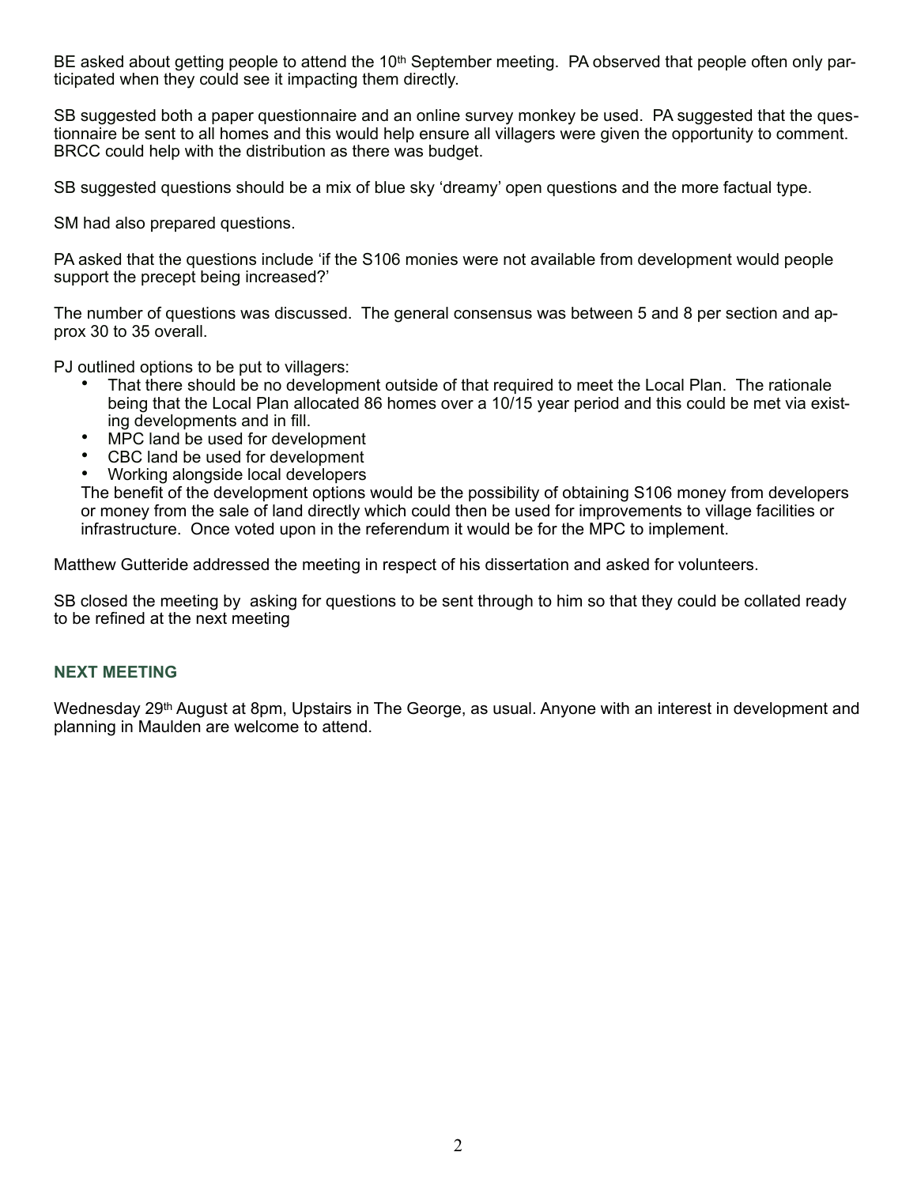BE asked about getting people to attend the 10th September meeting. PA observed that people often only participated when they could see it impacting them directly.

SB suggested both a paper questionnaire and an online survey monkey be used. PA suggested that the questionnaire be sent to all homes and this would help ensure all villagers were given the opportunity to comment. BRCC could help with the distribution as there was budget.

SB suggested questions should be a mix of blue sky 'dreamy' open questions and the more factual type.

SM had also prepared questions.

PA asked that the questions include 'if the S106 monies were not available from development would people support the precept being increased?'

The number of questions was discussed. The general consensus was between 5 and 8 per section and approx 30 to 35 overall.

PJ outlined options to be put to villagers:

- That there should be no development outside of that required to meet the Local Plan. The rationale being that the Local Plan allocated 86 homes over a 10/15 year period and this could be met via existing developments and in fill.
- MPC land be used for development
- CBC land be used for development
- Working alongside local developers

The benefit of the development options would be the possibility of obtaining S106 money from developers or money from the sale of land directly which could then be used for improvements to village facilities or infrastructure. Once voted upon in the referendum it would be for the MPC to implement.

Matthew Gutteride addressed the meeting in respect of his dissertation and asked for volunteers.

SB closed the meeting by asking for questions to be sent through to him so that they could be collated ready to be refined at the next meeting

### NEXT MEETING

Wednesday 29th August at 8pm, Upstairs in The George, as usual. Anyone with an interest in development and planning in Maulden are welcome to attend.